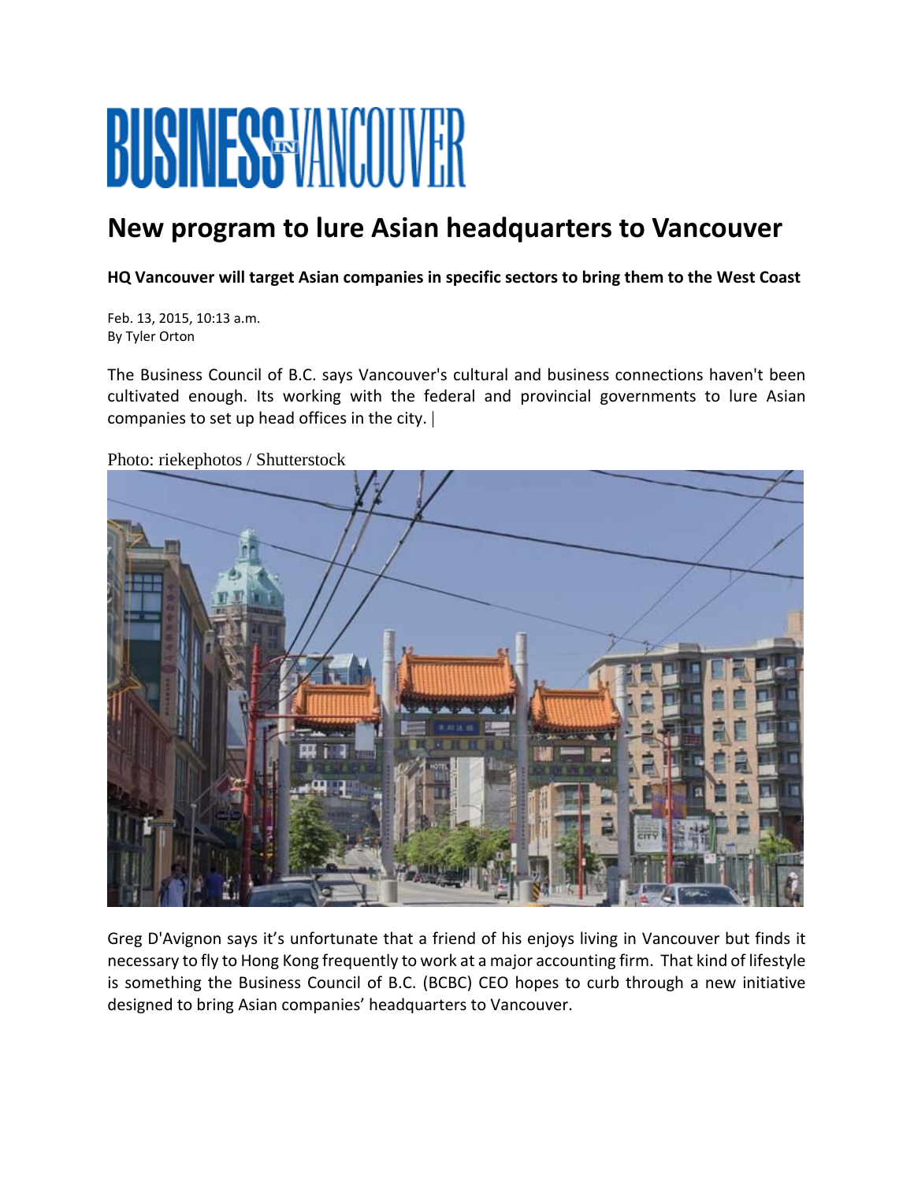# BUSINESS IN VANCOUVER

## New program to lure Asian headquarters to Vancouver

**HQ Vancouver will target Asian companies in specific sectors to bring them to the West Coast**

Feb. 13, 2015, 10:13 a.m.
By Tyler Orton

The Business Council of B.C. says Vancouver's cultural and business connections haven't been cultivated enough. Its working with the federal and provincial governments to lure Asian companies to set up head offices in the city. |

Photo: riekephotos / Shutterstock

Greg D'Avignon says it's unfortunate that a friend of his enjoys living in Vancouver but finds it necessary to fly to Hong Kong frequently to work at a major accounting firm. That kind of lifestyle is something the Business Council of B.C. (BCBC) CEO hopes to curb through a new initiative designed to bring Asian companies' headquarters to Vancouver.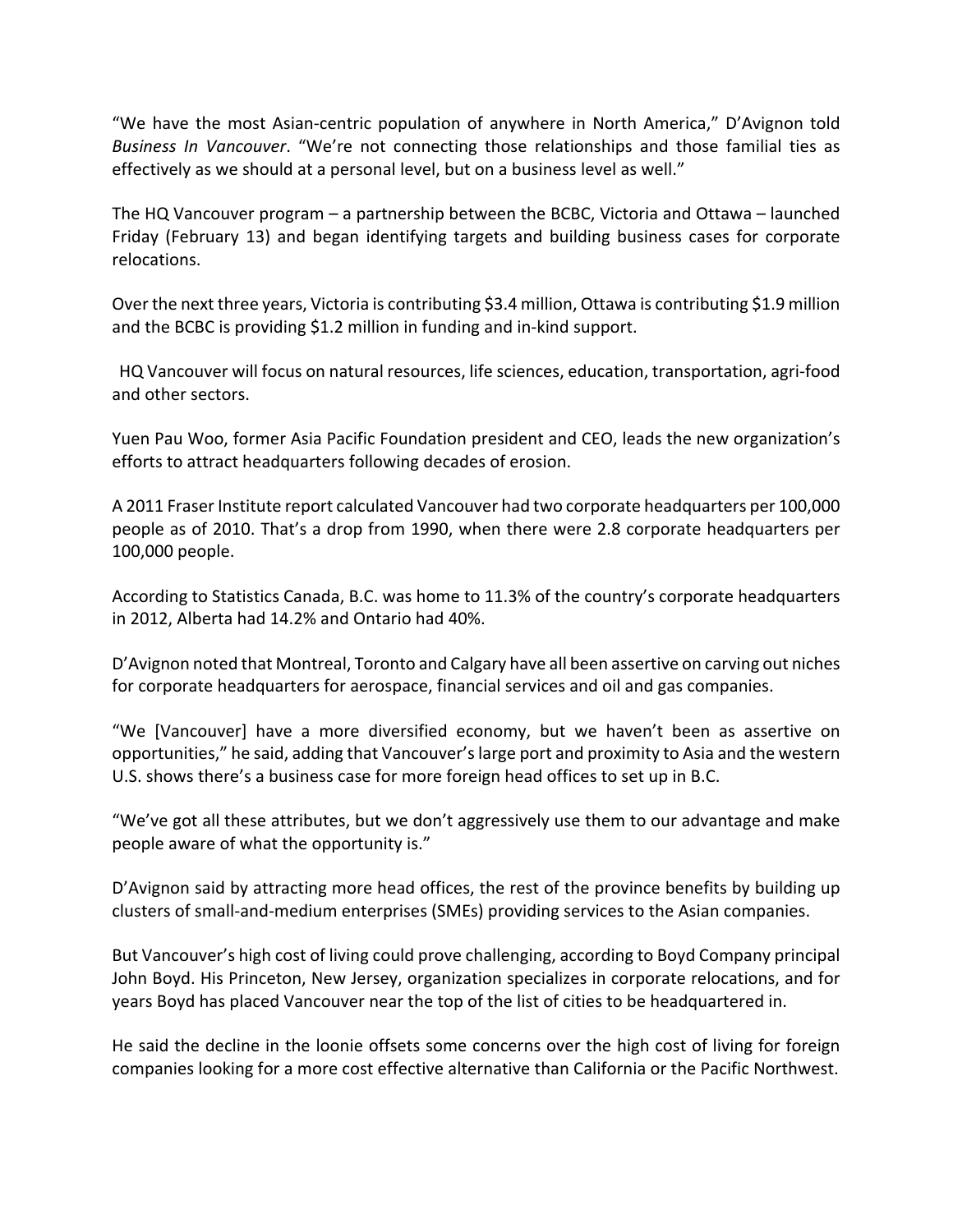"We have the most Asian-centric population of anywhere in North America," D'Avignon told *Business In Vancouver*. "We're not connecting those relationships and those familial ties as effectively as we should at a personal level, but on a business level as well."

The HQ Vancouver program – a partnership between the BCBC, Victoria and Ottawa – launched Friday (February 13) and began identifying targets and building business cases for corporate relocations.

Over the next three years, Victoria is contributing $3.4 million, Ottawa is contributing $1.9 million and the BCBC is providing $1.2 million in funding and in-kind support.

HQ Vancouver will focus on natural resources, life sciences, education, transportation, agri-food and other sectors.

Yuen Pau Woo, former Asia Pacific Foundation president and CEO, leads the new organization's efforts to attract headquarters following decades of erosion.

A 2011 Fraser Institute report calculated Vancouver had two corporate headquarters per 100,000 people as of 2010. That's a drop from 1990, when there were 2.8 corporate headquarters per 100,000 people.

According to Statistics Canada, B.C. was home to 11.3% of the country's corporate headquarters in 2012, Alberta had 14.2% and Ontario had 40%.

D'Avignon noted that Montreal, Toronto and Calgary have all been assertive on carving out niches for corporate headquarters for aerospace, financial services and oil and gas companies.

"We [Vancouver] have a more diversified economy, but we haven't been as assertive on opportunities," he said, adding that Vancouver's large port and proximity to Asia and the western U.S. shows there's a business case for more foreign head offices to set up in B.C.

"We've got all these attributes, but we don't aggressively use them to our advantage and make people aware of what the opportunity is."

D'Avignon said by attracting more head offices, the rest of the province benefits by building up clusters of small-and-medium enterprises (SMEs) providing services to the Asian companies.

But Vancouver's high cost of living could prove challenging, according to Boyd Company principal John Boyd. His Princeton, New Jersey, organization specializes in corporate relocations, and for years Boyd has placed Vancouver near the top of the list of cities to be headquartered in.

He said the decline in the loonie offsets some concerns over the high cost of living for foreign companies looking for a more cost effective alternative than California or the Pacific Northwest.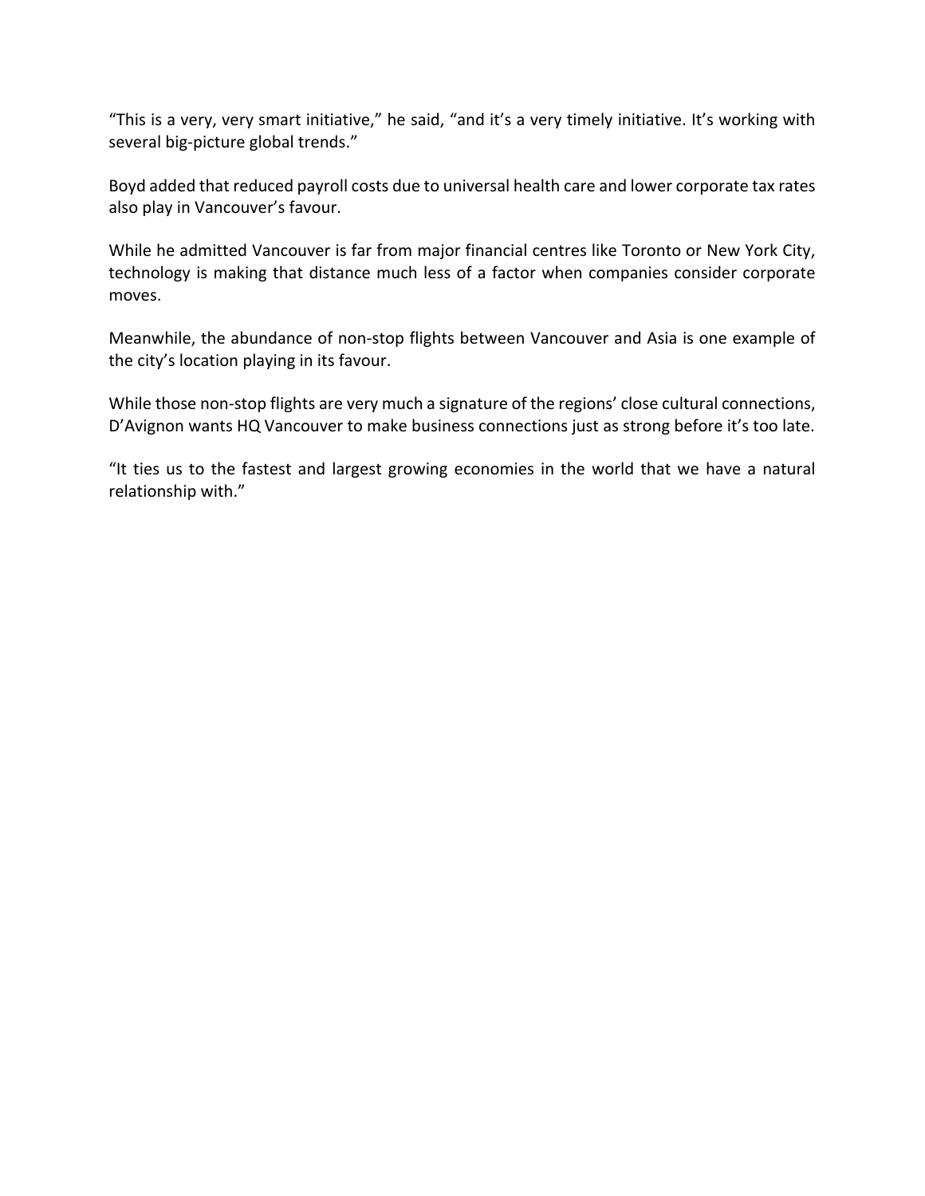"This is a very, very smart initiative," he said, "and it's a very timely initiative. It's working with several big-picture global trends."

Boyd added that reduced payroll costs due to universal health care and lower corporate tax rates also play in Vancouver's favour.

While he admitted Vancouver is far from major financial centres like Toronto or New York City, technology is making that distance much less of a factor when companies consider corporate moves.

Meanwhile, the abundance of non-stop flights between Vancouver and Asia is one example of the city's location playing in its favour.

While those non-stop flights are very much a signature of the regions' close cultural connections, D'Avignon wants HQ Vancouver to make business connections just as strong before it's too late.

"It ties us to the fastest and largest growing economies in the world that we have a natural relationship with."